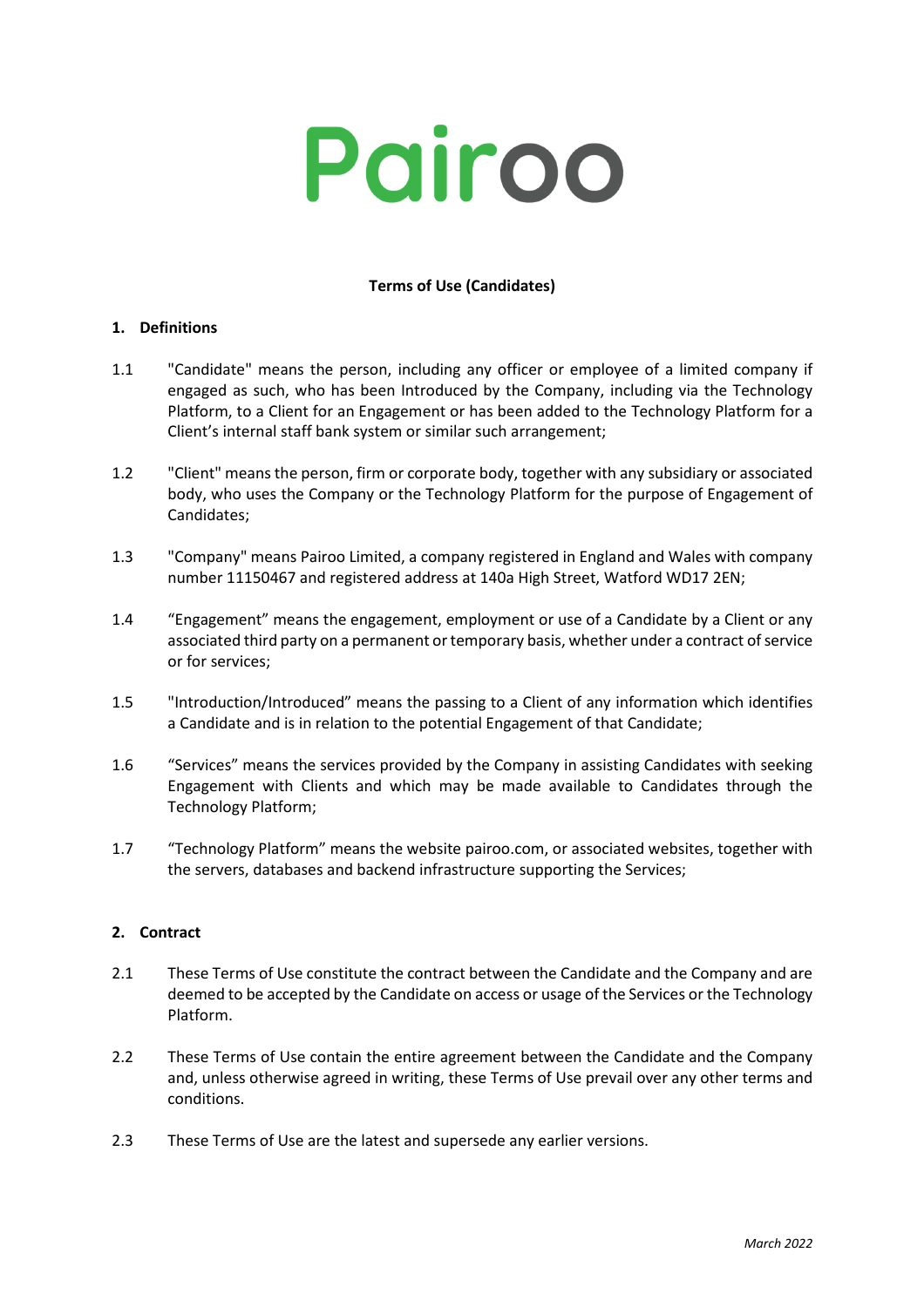# Pairoo

**Terms of Use (Candidates)**

## 1. Definitions

1.1 "Candidate" means the person, including any officer or employee of a limited company if engaged as such, who has been Introduced by the Company, including via the Technology Platform, to a Client for an Engagement or has been added to the Technology Platform for a Client's internal staff bank system or similar such arrangement;

1.2 "Client" means the person, firm or corporate body, together with any subsidiary or associated body, who uses the Company or the Technology Platform for the purpose of Engagement of Candidates;

1.3 "Company" means Pairoo Limited, a company registered in England and Wales with company number 11150467 and registered address at 140a High Street, Watford WD17 2EN;

1.4 "Engagement" means the engagement, employment or use of a Candidate by a Client or any associated third party on a permanent or temporary basis, whether under a contract of service or for services;

1.5 "Introduction/Introduced" means the passing to a Client of any information which identifies a Candidate and is in relation to the potential Engagement of that Candidate;

1.6 "Services" means the services provided by the Company in assisting Candidates with seeking Engagement with Clients and which may be made available to Candidates through the Technology Platform;

1.7 "Technology Platform" means the website pairoo.com, or associated websites, together with the servers, databases and backend infrastructure supporting the Services;

## 2. Contract

2.1 These Terms of Use constitute the contract between the Candidate and the Company and are deemed to be accepted by the Candidate on access or usage of the Services or the Technology Platform.

2.2 These Terms of Use contain the entire agreement between the Candidate and the Company and, unless otherwise agreed in writing, these Terms of Use prevail over any other terms and conditions.

2.3 These Terms of Use are the latest and supersede any earlier versions.

*March 2022*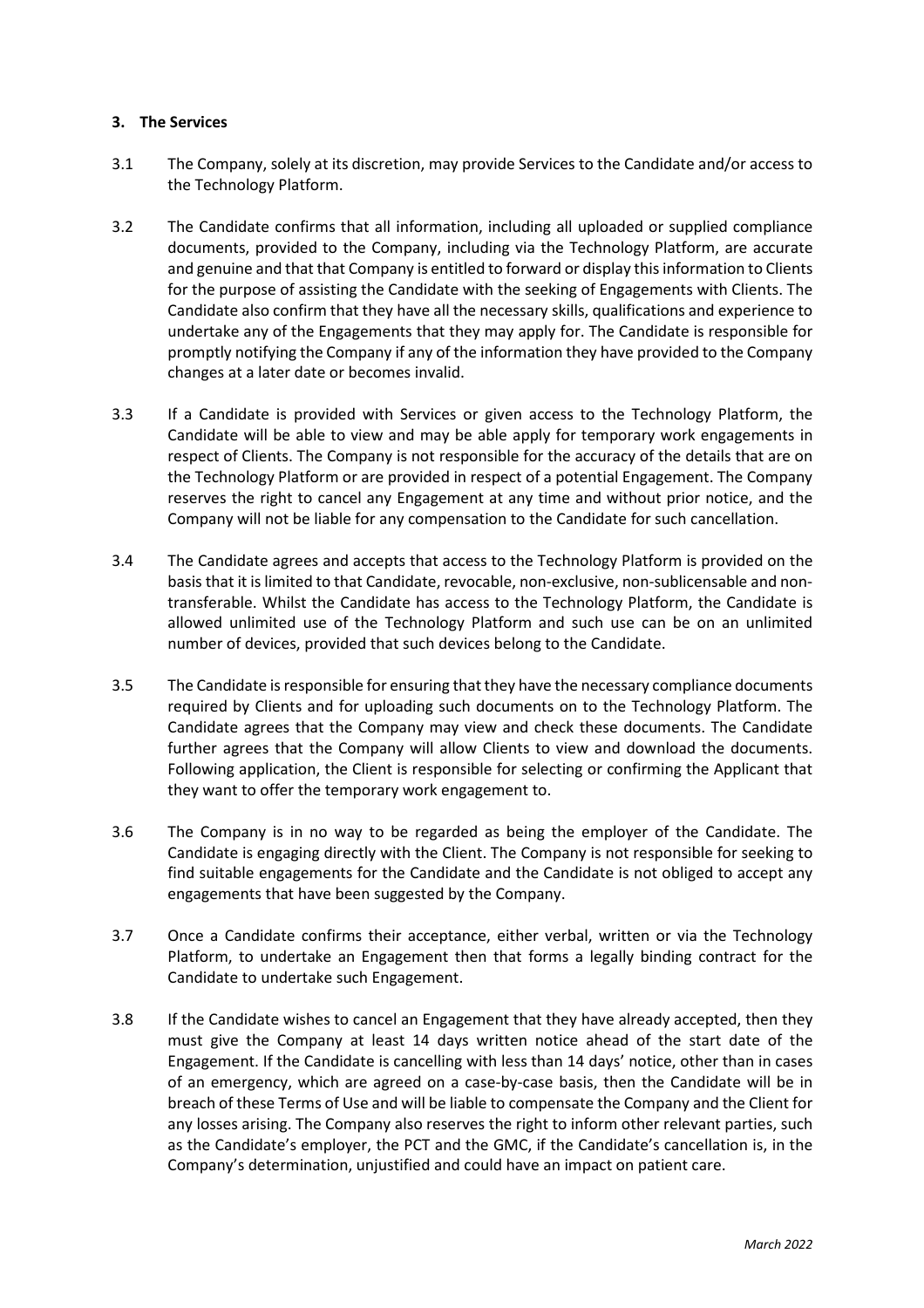**3. The Services**

3.1 The Company, solely at its discretion, may provide Services to the Candidate and/or access to the Technology Platform.

3.2 The Candidate confirms that all information, including all uploaded or supplied compliance documents, provided to the Company, including via the Technology Platform, are accurate and genuine and that that Company is entitled to forward or display this information to Clients for the purpose of assisting the Candidate with the seeking of Engagements with Clients. The Candidate also confirm that they have all the necessary skills, qualifications and experience to undertake any of the Engagements that they may apply for. The Candidate is responsible for promptly notifying the Company if any of the information they have provided to the Company changes at a later date or becomes invalid.

3.3 If a Candidate is provided with Services or given access to the Technology Platform, the Candidate will be able to view and may be able apply for temporary work engagements in respect of Clients. The Company is not responsible for the accuracy of the details that are on the Technology Platform or are provided in respect of a potential Engagement. The Company reserves the right to cancel any Engagement at any time and without prior notice, and the Company will not be liable for any compensation to the Candidate for such cancellation.

3.4 The Candidate agrees and accepts that access to the Technology Platform is provided on the basis that it is limited to that Candidate, revocable, non-exclusive, non-sublicensable and non-transferable. Whilst the Candidate has access to the Technology Platform, the Candidate is allowed unlimited use of the Technology Platform and such use can be on an unlimited number of devices, provided that such devices belong to the Candidate.

3.5 The Candidate is responsible for ensuring that they have the necessary compliance documents required by Clients and for uploading such documents on to the Technology Platform. The Candidate agrees that the Company may view and check these documents. The Candidate further agrees that the Company will allow Clients to view and download the documents. Following application, the Client is responsible for selecting or confirming the Applicant that they want to offer the temporary work engagement to.

3.6 The Company is in no way to be regarded as being the employer of the Candidate. The Candidate is engaging directly with the Client. The Company is not responsible for seeking to find suitable engagements for the Candidate and the Candidate is not obliged to accept any engagements that have been suggested by the Company.

3.7 Once a Candidate confirms their acceptance, either verbal, written or via the Technology Platform, to undertake an Engagement then that forms a legally binding contract for the Candidate to undertake such Engagement.

3.8 If the Candidate wishes to cancel an Engagement that they have already accepted, then they must give the Company at least 14 days written notice ahead of the start date of the Engagement. If the Candidate is cancelling with less than 14 days' notice, other than in cases of an emergency, which are agreed on a case-by-case basis, then the Candidate will be in breach of these Terms of Use and will be liable to compensate the Company and the Client for any losses arising. The Company also reserves the right to inform other relevant parties, such as the Candidate's employer, the PCT and the GMC, if the Candidate's cancellation is, in the Company's determination, unjustified and could have an impact on patient care.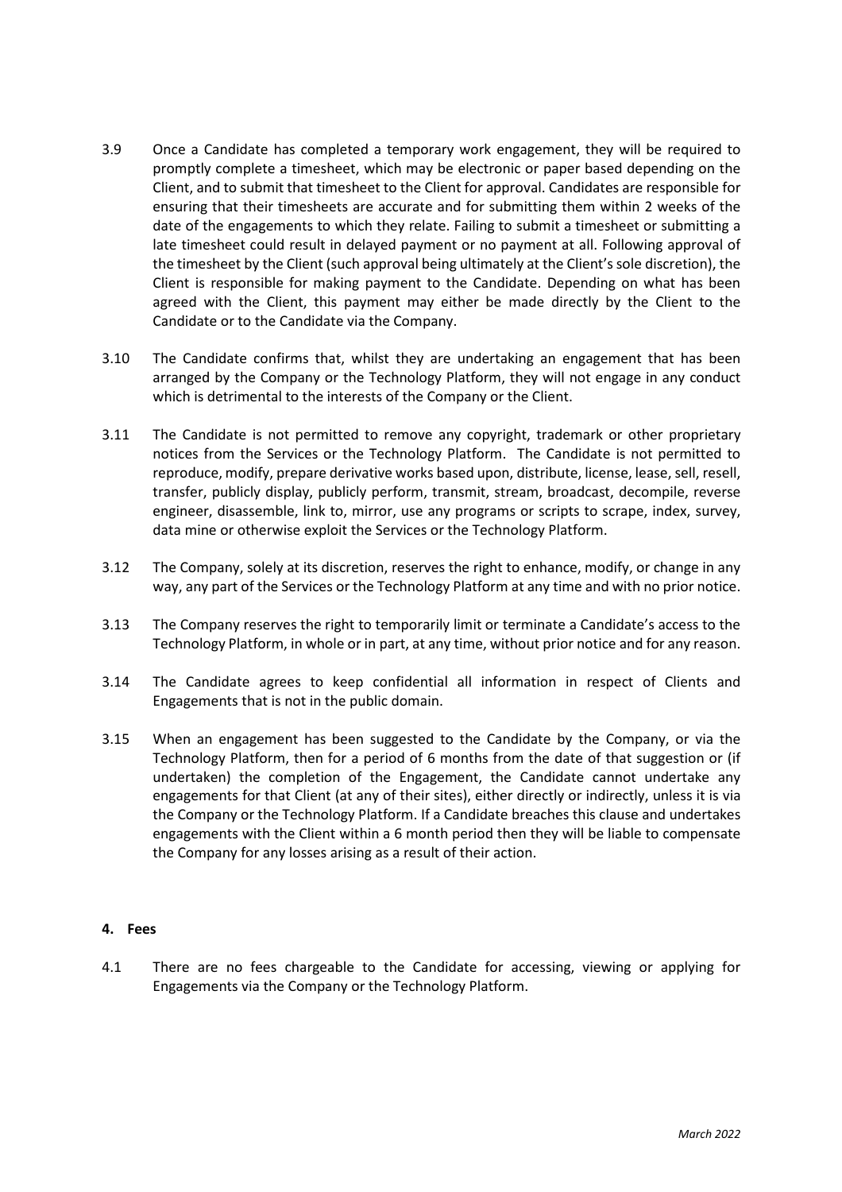3.9 Once a Candidate has completed a temporary work engagement, they will be required to promptly complete a timesheet, which may be electronic or paper based depending on the Client, and to submit that timesheet to the Client for approval. Candidates are responsible for ensuring that their timesheets are accurate and for submitting them within 2 weeks of the date of the engagements to which they relate. Failing to submit a timesheet or submitting a late timesheet could result in delayed payment or no payment at all. Following approval of the timesheet by the Client (such approval being ultimately at the Client's sole discretion), the Client is responsible for making payment to the Candidate. Depending on what has been agreed with the Client, this payment may either be made directly by the Client to the Candidate or to the Candidate via the Company.

3.10 The Candidate confirms that, whilst they are undertaking an engagement that has been arranged by the Company or the Technology Platform, they will not engage in any conduct which is detrimental to the interests of the Company or the Client.

3.11 The Candidate is not permitted to remove any copyright, trademark or other proprietary notices from the Services or the Technology Platform. The Candidate is not permitted to reproduce, modify, prepare derivative works based upon, distribute, license, lease, sell, resell, transfer, publicly display, publicly perform, transmit, stream, broadcast, decompile, reverse engineer, disassemble, link to, mirror, use any programs or scripts to scrape, index, survey, data mine or otherwise exploit the Services or the Technology Platform.

3.12 The Company, solely at its discretion, reserves the right to enhance, modify, or change in any way, any part of the Services or the Technology Platform at any time and with no prior notice.

3.13 The Company reserves the right to temporarily limit or terminate a Candidate's access to the Technology Platform, in whole or in part, at any time, without prior notice and for any reason.

3.14 The Candidate agrees to keep confidential all information in respect of Clients and Engagements that is not in the public domain.

3.15 When an engagement has been suggested to the Candidate by the Company, or via the Technology Platform, then for a period of 6 months from the date of that suggestion or (if undertaken) the completion of the Engagement, the Candidate cannot undertake any engagements for that Client (at any of their sites), either directly or indirectly, unless it is via the Company or the Technology Platform. If a Candidate breaches this clause and undertakes engagements with the Client within a 6 month period then they will be liable to compensate the Company for any losses arising as a result of their action.

## 4. Fees

4.1 There are no fees chargeable to the Candidate for accessing, viewing or applying for Engagements via the Company or the Technology Platform.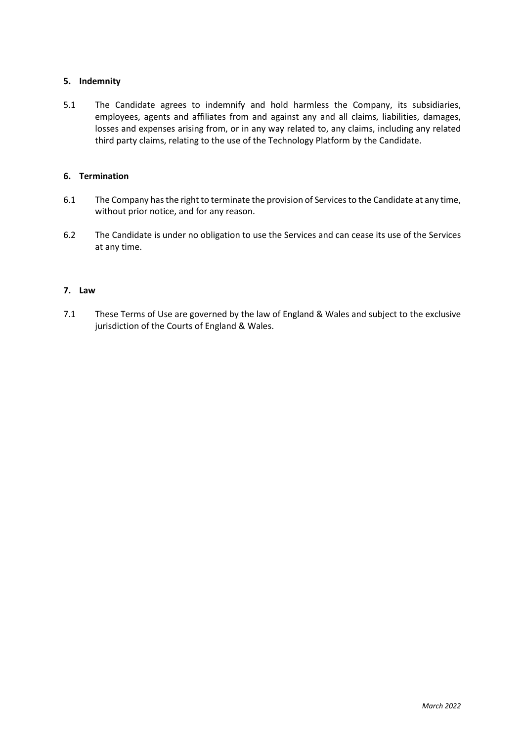## 5. Indemnity

5.1 The Candidate agrees to indemnify and hold harmless the Company, its subsidiaries, employees, agents and affiliates from and against any and all claims, liabilities, damages, losses and expenses arising from, or in any way related to, any claims, including any related third party claims, relating to the use of the Technology Platform by the Candidate.

## 6. Termination

6.1 The Company has the right to terminate the provision of Services to the Candidate at any time, without prior notice, and for any reason.

6.2 The Candidate is under no obligation to use the Services and can cease its use of the Services at any time.

## 7. Law

7.1 These Terms of Use are governed by the law of England & Wales and subject to the exclusive jurisdiction of the Courts of England & Wales.

*March 2022*